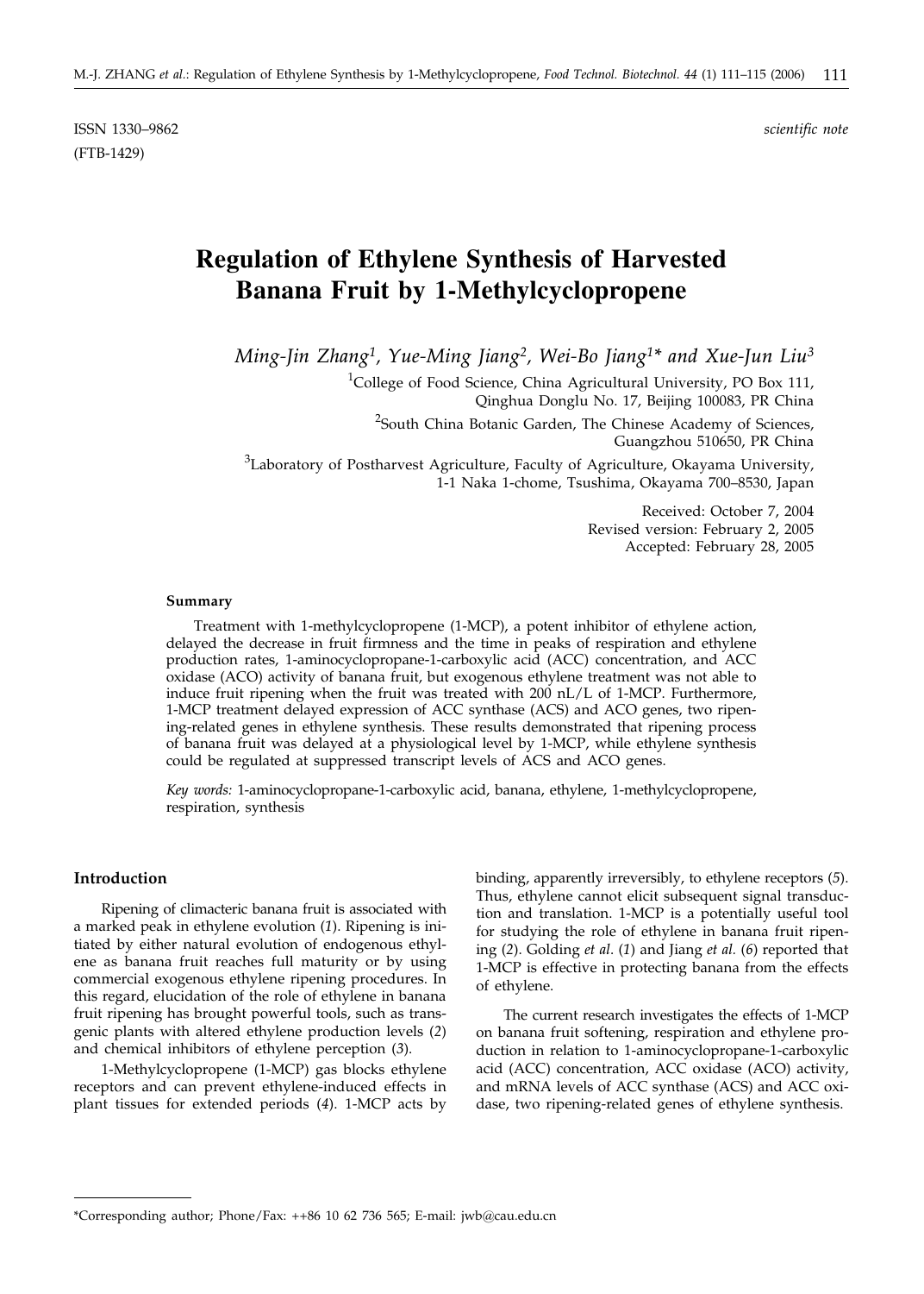ISSN 1330–9862

(FTB-1429)

*scientific note*

# Regulation of Ethylene Synthesis of Harvested Banana Fruit by 1-Methylcyclopropene

*Ming-Jin Zhang*[1], *Yue-Ming Jiang*[2], *Wei-Bo Jiang*[1]* *and Xue-Jun Liu*[3]

[1]College of Food Science, China Agricultural University, PO Box 111, Qinghua Donglu No. 17, Beijing 100083, PR China

[2]South China Botanic Garden, The Chinese Academy of Sciences, Guangzhou 510650, PR China

[3]Laboratory of Postharvest Agriculture, Faculty of Agriculture, Okayama University, 1-1 Naka 1-chome, Tsushima, Okayama 700–8530, Japan

Received: October 7, 2004
Revised version: February 2, 2005
Accepted: February 28, 2005

#### Summary

Treatment with 1-methylcyclopropene (1-MCP), a potent inhibitor of ethylene action, delayed the decrease in fruit firmness and the time in peaks of respiration and ethylene production rates, 1-aminocyclopropane-1-carboxylic acid (ACC) concentration, and ACC oxidase (ACO) activity of banana fruit, but exogenous ethylene treatment was not able to induce fruit ripening when the fruit was treated with 200 nL/L of 1-MCP. Furthermore, 1-MCP treatment delayed expression of ACC synthase (ACS) and ACO genes, two ripening-related genes in ethylene synthesis. These results demonstrated that ripening process of banana fruit was delayed at a physiological level by 1-MCP, while ethylene synthesis could be regulated at suppressed transcript levels of ACS and ACO genes.

*Key words:* 1-aminocyclopropane-1-carboxylic acid, banana, ethylene, 1-methylcyclopropene, respiration, synthesis

## Introduction

Ripening of climacteric banana fruit is associated with a marked peak in ethylene evolution (*1*). Ripening is initiated by either natural evolution of endogenous ethylene as banana fruit reaches full maturity or by using commercial exogenous ethylene ripening procedures. In this regard, elucidation of the role of ethylene in banana fruit ripening has brought powerful tools, such as transgenic plants with altered ethylene production levels (*2*) and chemical inhibitors of ethylene perception (*3*).

1-Methylcyclopropene (1-MCP) gas blocks ethylene receptors and can prevent ethylene-induced effects in plant tissues for extended periods (*4*). 1-MCP acts by binding, apparently irreversibly, to ethylene receptors (*5*). Thus, ethylene cannot elicit subsequent signal transduction and translation. 1-MCP is a potentially useful tool for studying the role of ethylene in banana fruit ripening (*2*). Golding *et al.* (*1*) and Jiang *et al.* (*6*) reported that 1-MCP is effective in protecting banana from the effects of ethylene.

The current research investigates the effects of 1-MCP on banana fruit softening, respiration and ethylene production in relation to 1-aminocyclopropane-1-carboxylic acid (ACC) concentration, ACC oxidase (ACO) activity, and mRNA levels of ACC synthase (ACS) and ACC oxidase, two ripening-related genes of ethylene synthesis.

*Corresponding author; Phone/Fax: ++86 10 62 736 565; E-mail: jwb@cau.edu.cn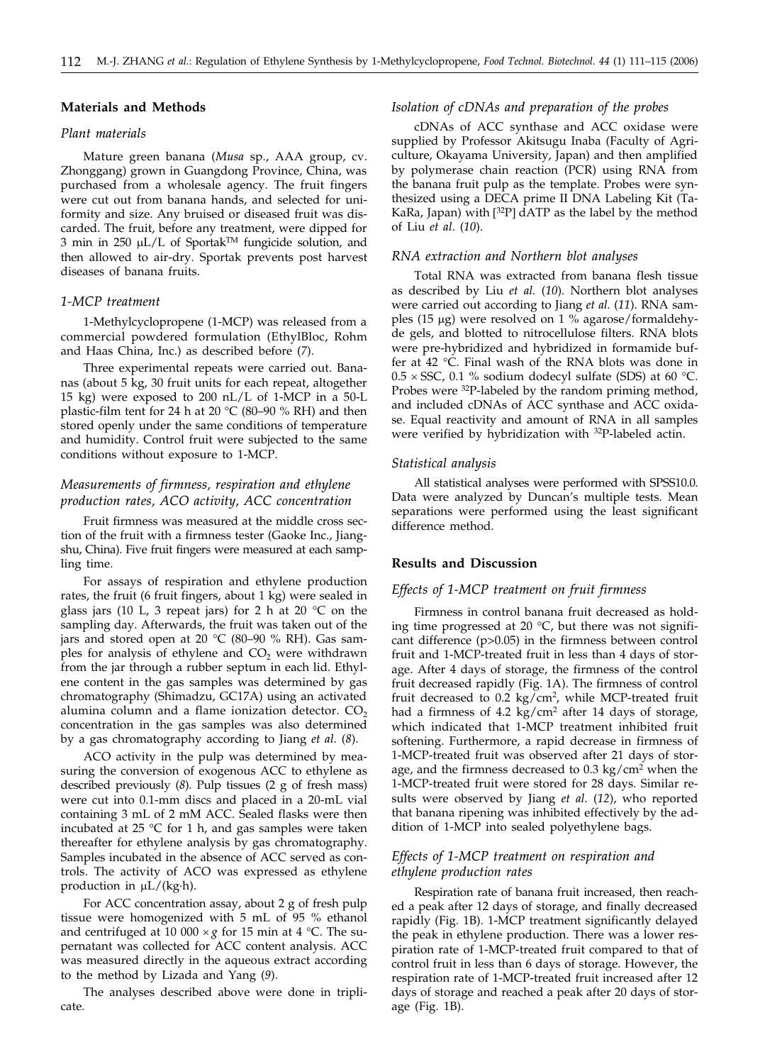## Materials and Methods

### Plant materials

Mature green banana (*Musa* sp., AAA group, cv. Zhonggang) grown in Guangdong Province, China, was purchased from a wholesale agency. The fruit fingers were cut out from banana hands, and selected for uniformity and size. Any bruised or diseased fruit was discarded. The fruit, before any treatment, were dipped for 3 min in 250 μL/L of Sportak™ fungicide solution, and then allowed to air-dry. Sportak prevents post harvest diseases of banana fruits.

### 1-MCP treatment

1-Methylcyclopropene (1-MCP) was released from a commercial powdered formulation (EthylBloc, Rohm and Haas China, Inc.) as described before (*7*).

Three experimental repeats were carried out. Bananas (about 5 kg, 30 fruit units for each repeat, altogether 15 kg) were exposed to 200 nL/L of 1-MCP in a 50-L plastic-film tent for 24 h at 20 °C (80–90 % RH) and then stored openly under the same conditions of temperature and humidity. Control fruit were subjected to the same conditions without exposure to 1-MCP.

### Measurements of firmness, respiration and ethylene production rates, ACO activity, ACC concentration

Fruit firmness was measured at the middle cross section of the fruit with a firmness tester (Gaoke Inc., Jiangshu, China). Five fruit fingers were measured at each sampling time.

For assays of respiration and ethylene production rates, the fruit (6 fruit fingers, about 1 kg) were sealed in glass jars (10 L, 3 repeat jars) for 2 h at 20 °C on the sampling day. Afterwards, the fruit was taken out of the jars and stored open at 20 °C (80–90 % RH). Gas samples for analysis of ethylene and $CO_2$ were withdrawn from the jar through a rubber septum in each lid. Ethylene content in the gas samples was determined by gas chromatography (Shimadzu, GC17A) using an activated alumina column and a flame ionization detector. $CO_2$ concentration in the gas samples was also determined by a gas chromatography according to Jiang *et al.* (*8*).

ACO activity in the pulp was determined by measuring the conversion of exogenous ACC to ethylene as described previously (*8*). Pulp tissues (2 g of fresh mass) were cut into 0.1-mm discs and placed in a 20-mL vial containing 3 mL of 2 mM ACC. Sealed flasks were then incubated at 25 °C for 1 h, and gas samples were taken thereafter for ethylene analysis by gas chromatography. Samples incubated in the absence of ACC served as controls. The activity of ACO was expressed as ethylene production in μL/(kg·h).

For ACC concentration assay, about 2 g of fresh pulp tissue were homogenized with 5 mL of 95 % ethanol and centrifuged at 10 000 × *g* for 15 min at 4 °C. The supernatant was collected for ACC content analysis. ACC was measured directly in the aqueous extract according to the method by Lizada and Yang (*9*).

The analyses described above were done in triplicate.

### Isolation of cDNAs and preparation of the probes

cDNAs of ACC synthase and ACC oxidase were supplied by Professor Akitsugu Inaba (Faculty of Agriculture, Okayama University, Japan) and then amplified by polymerase chain reaction (PCR) using RNA from the banana fruit pulp as the template. Probes were synthesized using a DECA prime II DNA Labeling Kit (TaKaRa, Japan) with [$^{32}$P] dATP as the label by the method of Liu *et al.* (*10*).

### RNA extraction and Northern blot analyses

Total RNA was extracted from banana flesh tissue as described by Liu *et al.* (*10*). Northern blot analyses were carried out according to Jiang *et al.* (*11*). RNA samples (15 μg) were resolved on 1 % agarose/formaldehyde gels, and blotted to nitrocellulose filters. RNA blots were pre-hybridized and hybridized in formamide buffer at 42 °C. Final wash of the RNA blots was done in 0.5 × SSC, 0.1 % sodium dodecyl sulfate (SDS) at 60 °C. Probes were $^{32}$P-labeled by the random priming method, and included cDNAs of ACC synthase and ACC oxidase. Equal reactivity and amount of RNA in all samples were verified by hybridization with $^{32}$P-labeled actin.

### Statistical analysis

All statistical analyses were performed with SPSS10.0. Data were analyzed by Duncan's multiple tests. Mean separations were performed using the least significant difference method.

## Results and Discussion

### Effects of 1-MCP treatment on fruit firmness

Firmness in control banana fruit decreased as holding time progressed at 20 °C, but there was not significant difference ($p>0.05$) in the firmness between control fruit and 1-MCP-treated fruit in less than 4 days of storage. After 4 days of storage, the firmness of the control fruit decreased rapidly (Fig. 1A). The firmness of control fruit decreased to 0.2 kg/cm$^2$, while MCP-treated fruit had a firmness of 4.2 kg/cm$^2$ after 14 days of storage, which indicated that 1-MCP treatment inhibited fruit softening. Furthermore, a rapid decrease in firmness of 1-MCP-treated fruit was observed after 21 days of storage, and the firmness decreased to 0.3 kg/cm$^2$ when the 1-MCP-treated fruit were stored for 28 days. Similar results were observed by Jiang *et al.* (*12*), who reported that banana ripening was inhibited effectively by the addition of 1-MCP into sealed polyethylene bags.

### Effects of 1-MCP treatment on respiration and ethylene production rates

Respiration rate of banana fruit increased, then reached a peak after 12 days of storage, and finally decreased rapidly (Fig. 1B). 1-MCP treatment significantly delayed the peak in ethylene production. There was a lower respiration rate of 1-MCP-treated fruit compared to that of control fruit in less than 6 days of storage. However, the respiration rate of 1-MCP-treated fruit increased after 12 days of storage and reached a peak after 20 days of storage (Fig. 1B).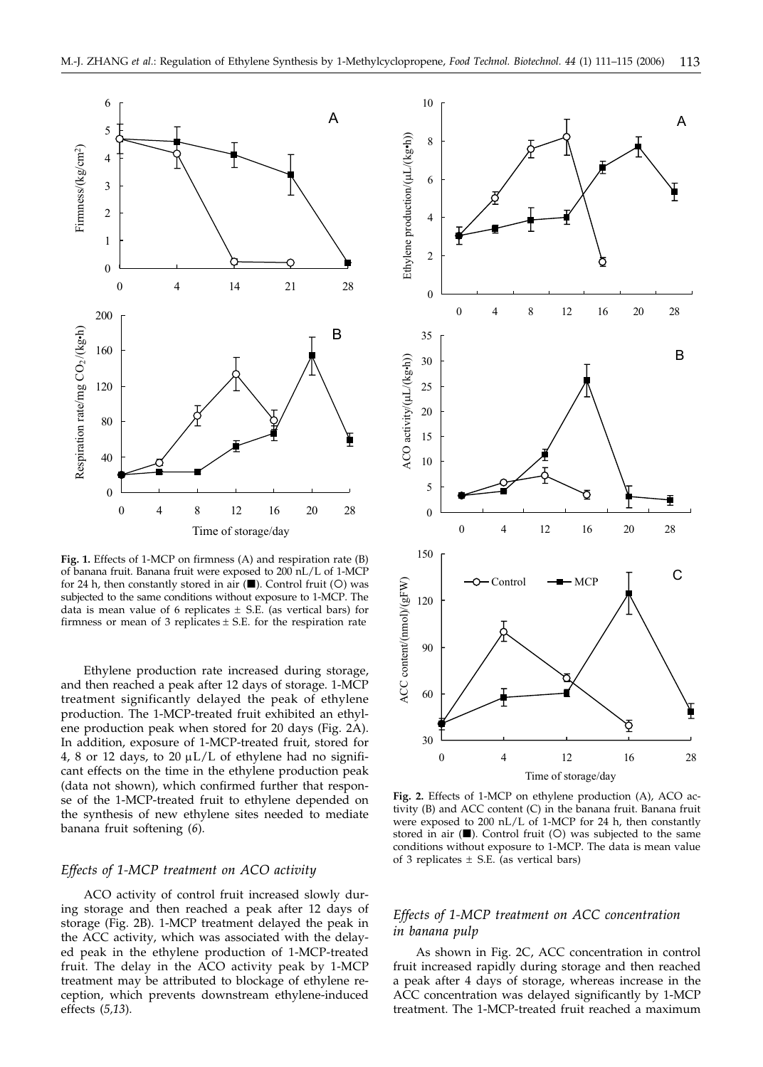**Fig. 1.** Effects of 1-MCP on firmness (A) and respiration rate (B) of banana fruit. Banana fruit were exposed to 200 nL/L of 1-MCP for 24 h, then constantly stored in air (■). Control fruit (○) was subjected to the same conditions without exposure to 1-MCP. The data is mean value of 6 replicates ± S.E. (as vertical bars) for firmness or mean of 3 replicates ± S.E. for the respiration rate

Ethylene production rate increased during storage, and then reached a peak after 12 days of storage. 1-MCP treatment significantly delayed the peak of ethylene production. The 1-MCP-treated fruit exhibited an ethylene production peak when stored for 20 days (Fig. 2A). In addition, exposure of 1-MCP-treated fruit, stored for 4, 8 or 12 days, to 20 μL/L of ethylene had no significant effects on the time in the ethylene production peak (data not shown), which confirmed further that response of the 1-MCP-treated fruit to ethylene depended on the synthesis of new ethylene sites needed to mediate banana fruit softening (*6*).

### *Effects of 1-MCP treatment on ACO activity*

ACO activity of control fruit increased slowly during storage and then reached a peak after 12 days of storage (Fig. 2B). 1-MCP treatment delayed the peak in the ACC activity, which was associated with the delayed peak in the ethylene production of 1-MCP-treated fruit. The delay in the ACO activity peak by 1-MCP treatment may be attributed to blockage of ethylene reception, which prevents downstream ethylene-induced effects (*5,13*).

**Fig. 2.** Effects of 1-MCP on ethylene production (A), ACO activity (B) and ACC content (C) in the banana fruit. Banana fruit were exposed to 200 nL/L of 1-MCP for 24 h, then constantly stored in air (■). Control fruit (○) was subjected to the same conditions without exposure to 1-MCP. The data is mean value of 3 replicates ± S.E. (as vertical bars)

### *Effects of 1-MCP treatment on ACC concentration in banana pulp*

As shown in Fig. 2C, ACC concentration in control fruit increased rapidly during storage and then reached a peak after 4 days of storage, whereas increase in the ACC concentration was delayed significantly by 1-MCP treatment. The 1-MCP-treated fruit reached a maximum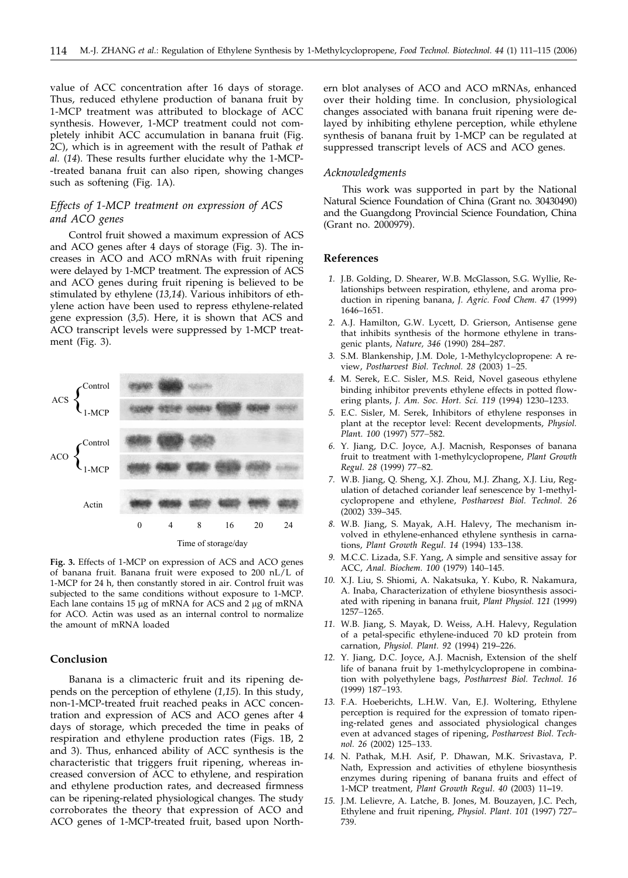value of ACC concentration after 16 days of storage. Thus, reduced ethylene production of banana fruit by 1-MCP treatment was attributed to blockage of ACC synthesis. However, 1-MCP treatment could not completely inhibit ACC accumulation in banana fruit (Fig. 2C), which is in agreement with the result of Pathak *et al.* (*14*). These results further elucidate why the 1-MCP-treated banana fruit can also ripen, showing changes such as softening (Fig. 1A).

### *Effects of 1-MCP treatment on expression of ACS and ACO genes*

Control fruit showed a maximum expression of ACS and ACO genes after 4 days of storage (Fig. 3). The increases in ACO and ACO mRNAs with fruit ripening were delayed by 1-MCP treatment. The expression of ACS and ACO genes during fruit ripening is believed to be stimulated by ethylene (*13,14*). Various inhibitors of ethylene action have been used to repress ethylene-related gene expression (*3,5*). Here, it is shown that ACS and ACO transcript levels were suppressed by 1-MCP treatment (Fig. 3).

**Fig. 3.** Effects of 1-MCP on expression of ACS and ACO genes of banana fruit. Banana fruit were exposed to 200 nL/L of 1-MCP for 24 h, then constantly stored in air. Control fruit was subjected to the same conditions without exposure to 1-MCP. Each lane contains 15 μg of mRNA for ACS and 2 μg of mRNA for ACO. Actin was used as an internal control to normalize the amount of mRNA loaded

## Conclusion

Banana is a climacteric fruit and its ripening depends on the perception of ethylene (*1,15*). In this study, non-1-MCP-treated fruit reached peaks in ACC concentration and expression of ACS and ACO genes after 4 days of storage, which preceded the time in peaks of respiration and ethylene production rates (Figs. 1B, 2 and 3). Thus, enhanced ability of ACC synthesis is the characteristic that triggers fruit ripening, whereas increased conversion of ACC to ethylene, and respiration and ethylene production rates, and decreased firmness can be ripening-related physiological changes. The study corroborates the theory that expression of ACO and ACO genes of 1-MCP-treated fruit, based upon Northern blot analyses of ACO and ACO mRNAs, enhanced over their holding time. In conclusion, physiological changes associated with banana fruit ripening were delayed by inhibiting ethylene perception, while ethylene synthesis of banana fruit by 1-MCP can be regulated at suppressed transcript levels of ACS and ACO genes.

### *Acknowledgments*

This work was supported in part by the National Natural Science Foundation of China (Grant no. 30430490) and the Guangdong Provincial Science Foundation, China (Grant no. 2000979).

## References

1. J.B. Golding, D. Shearer, W.B. McGlasson, S.G. Wyllie, Relationships between respiration, ethylene, and aroma production in ripening banana, *J. Agric. Food Chem. 47* (1999) 1646–1651.
2. A.J. Hamilton, G.W. Lycett, D. Grierson, Antisense gene that inhibits synthesis of the hormone ethylene in transgenic plants, *Nature, 346* (1990) 284–287.
3. S.M. Blankenship, J.M. Dole, 1-Methylcyclopropene: A review, *Postharvest Biol. Technol. 28* (2003) 1–25.
4. M. Serek, E.C. Sisler, M.S. Reid, Novel gaseous ethylene binding inhibitor prevents ethylene effects in potted flowering plants, *J. Am. Soc. Hort. Sci. 119* (1994) 1230–1233.
5. E.C. Sisler, M. Serek, Inhibitors of ethylene responses in plant at the receptor level: Recent developments, *Physiol. Plan*t. *100* (1997) 577–582.
6. Y. Jiang, D.C. Joyce, A.J. Macnish, Responses of banana fruit to treatment with 1-methylcyclopropene, *Plant Growth Regul. 28* (1999) 77–82.
7. W.B. Jiang, Q. Sheng, X.J. Zhou, M.J. Zhang, X.J. Liu, Regulation of detached coriander leaf senescence by 1-methylcyclopropene and ethylene, *Postharvest Biol. Technol. 26* (2002) 339–345.
8. W.B. Jiang, S. Mayak, A.H. Halevy, The mechanism involved in ethylene-enhanced ethylene synthesis in carnations, *Plant Growth Regul*. *14* (1994) 133–138.
9. M.C.C. Lizada, S.F. Yang, A simple and sensitive assay for ACC, *Anal. Biochem. 100* (1979) 140–145.
10. X.J. Liu, S. Shiomi, A. Nakatsuka, Y. Kubo, R. Nakamura, A. Inaba, Characterization of ethylene biosynthesis associated with ripening in banana fruit, *Plant Physiol. 121* (1999) 1257–1265.
11. W.B. Jiang, S. Mayak, D. Weiss, A.H. Halevy, Regulation of a petal-specific ethylene-induced 70 kD protein from carnation, *Physiol. Plant. 92* (1994) 219–226.
12. Y. Jiang, D.C. Joyce, A.J. Macnish, Extension of the shelf life of banana fruit by 1-methylcyclopropene in combination with polyethylene bags, *Postharvest Biol. Technol. 16* (1999) 187–193.
13. F.A. Hoeberichts, L.H.W. Van, E.J. Woltering, Ethylene perception is required for the expression of tomato ripening-related genes and associated physiological changes even at advanced stages of ripening, *Postharvest Biol. Technol. 26* (2002) 125–133.
14. N. Pathak, M.H. Asif, P. Dhawan, M.K. Srivastava, P. Nath, Expression and activities of ethylene biosynthesis enzymes during ripening of banana fruits and effect of 1-MCP treatment, *Plant Growth Regul. 40* (2003) 11–19.
15. J.M. Lelievre, A. Latche, B. Jones, M. Bouzayen, J.C. Pech, Ethylene and fruit ripening, *Physiol. Plant. 101* (1997) 727–739.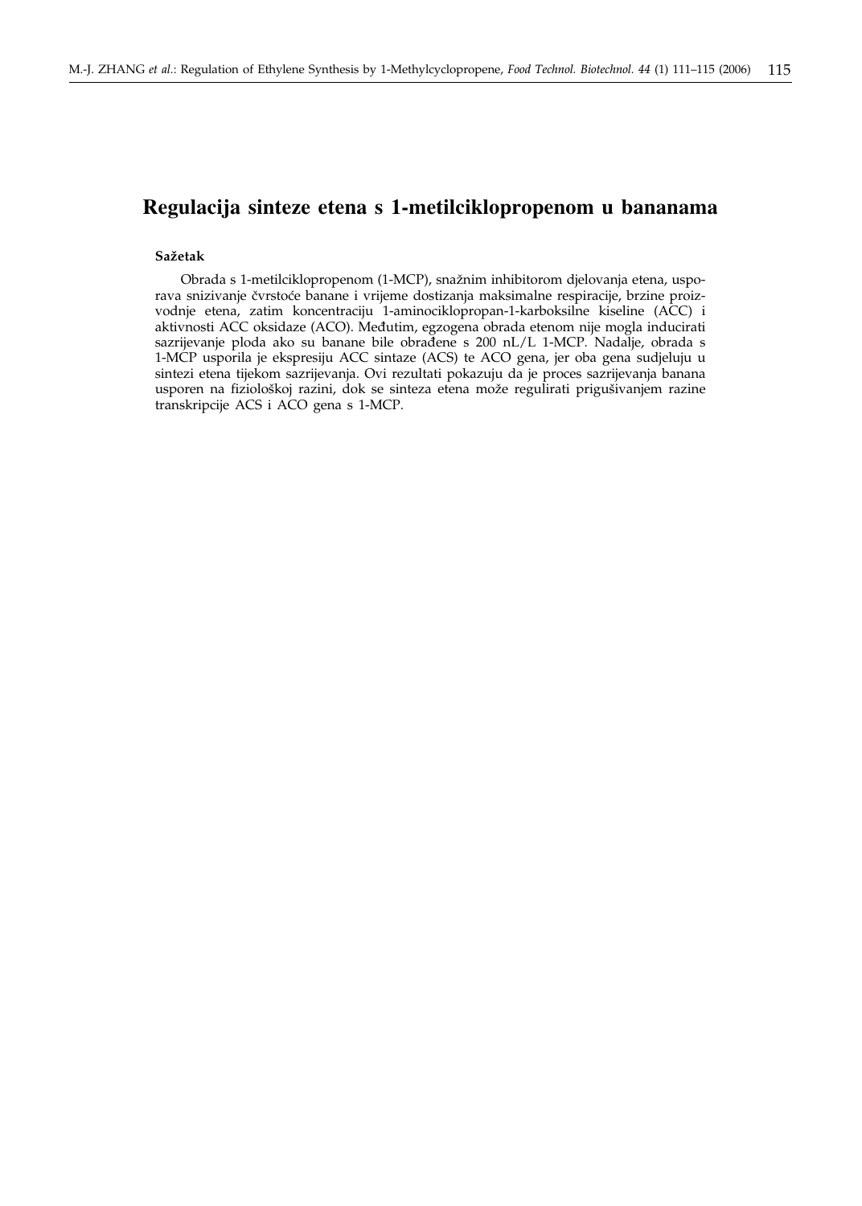# Regulacija sinteze etena s 1-metilciklopropenom u bananama

### Sažetak

Obrada s 1-metilciklopropenom (1-MCP), snažnim inhibitorom djelovanja etena, usporava snizivanje čvrstoće banane i vrijeme dostizanja maksimalne respiracije, brzine proizvodnje etena, zatim koncentraciju 1-aminociklopropan-1-karboksilne kiseline (ACC) i aktivnosti ACC oksidaze (ACO). Međutim, egzogena obrada etenom nije mogla inducirati sazrijevanje ploda ako su banane bile obrađene s 200 nL/L 1-MCP. Nadalje, obrada s 1-MCP usporila je ekspresiju ACC sintaze (ACS) te ACO gena, jer oba gena sudjeluju u sintezi etena tijekom sazrijevanja. Ovi rezultati pokazuju da je proces sazrijevanja banana usporen na fiziološkoj razini, dok se sinteza etena može regulirati prigušivanjem razine transkripcije ACS i ACO gena s 1-MCP.